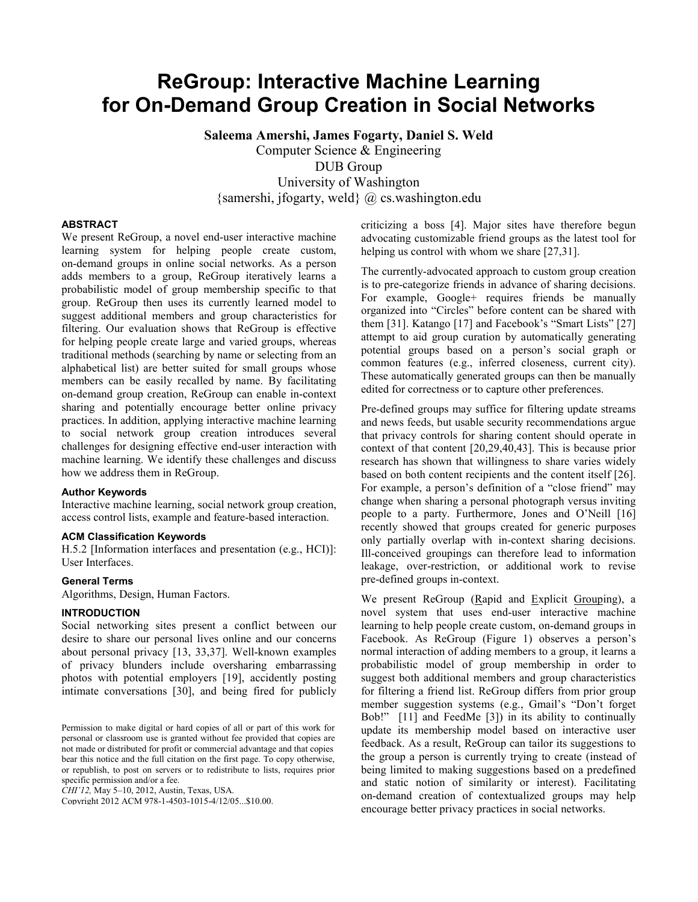# ReGroup: Interactive Machine Learning for On-Demand Group Creation in Social Networks

**Saleema Amershi, James Fogarty, Daniel S. Weld**

Computer Science & Engineering
DUB Group
University of Washington
{samershi, jfogarty, weld} @ cs.washington.edu

### ABSTRACT

We present ReGroup, a novel end-user interactive machine learning system for helping people create custom, on-demand groups in online social networks. As a person adds members to a group, ReGroup iteratively learns a probabilistic model of group membership specific to that group. ReGroup then uses its currently learned model to suggest additional members and group characteristics for filtering. Our evaluation shows that ReGroup is effective for helping people create large and varied groups, whereas traditional methods (searching by name or selecting from an alphabetical list) are better suited for small groups whose members can be easily recalled by name. By facilitating on-demand group creation, ReGroup can enable in-context sharing and potentially encourage better online privacy practices. In addition, applying interactive machine learning to social network group creation introduces several challenges for designing effective end-user interaction with machine learning. We identify these challenges and discuss how we address them in ReGroup.

### Author Keywords

Interactive machine learning, social network group creation, access control lists, example and feature-based interaction.

### ACM Classification Keywords

H.5.2 [Information interfaces and presentation (e.g., HCI)]: User Interfaces.

### General Terms

Algorithms, Design, Human Factors.

### INTRODUCTION

Social networking sites present a conflict between our desire to share our personal lives online and our concerns about personal privacy [13, 33,37]. Well-known examples of privacy blunders include oversharing embarrassing photos with potential employers [19], accidently posting intimate conversations [30], and being fired for publicly criticizing a boss [4]. Major sites have therefore begun advocating customizable friend groups as the latest tool for helping us control with whom we share [27,31].

The currently-advocated approach to custom group creation is to pre-categorize friends in advance of sharing decisions. For example, Google+ requires friends be manually organized into "Circles" before content can be shared with them [31]. Katango [17] and Facebook's "Smart Lists" [27] attempt to aid group curation by automatically generating potential groups based on a person's social graph or common features (e.g., inferred closeness, current city). These automatically generated groups can then be manually edited for correctness or to capture other preferences.

Pre-defined groups may suffice for filtering update streams and news feeds, but usable security recommendations argue that privacy controls for sharing content should operate in context of that content [20,29,40,43]. This is because prior research has shown that willingness to share varies widely based on both content recipients and the content itself [26]. For example, a person's definition of a "close friend" may change when sharing a personal photograph versus inviting people to a party. Furthermore, Jones and O'Neill [16] recently showed that groups created for generic purposes only partially overlap with in-context sharing decisions. Ill-conceived groupings can therefore lead to information leakage, over-restriction, or additional work to revise pre-defined groups in-context.

We present ReGroup (Rapid and Explicit Grouping), a novel system that uses end-user interactive machine learning to help people create custom, on-demand groups in Facebook. As ReGroup (Figure 1) observes a person's normal interaction of adding members to a group, it learns a probabilistic model of group membership in order to suggest both additional members and group characteristics for filtering a friend list. ReGroup differs from prior group member suggestion systems (e.g., Gmail's "Don't forget Bob!" [11] and FeedMe [3]) in its ability to continually update its membership model based on interactive user feedback. As a result, ReGroup can tailor its suggestions to the group a person is currently trying to create (instead of being limited to making suggestions based on a predefined and static notion of similarity or interest). Facilitating on-demand creation of contextualized groups may help encourage better privacy practices in social networks.

Permission to make digital or hard copies of all or part of this work for personal or classroom use is granted without fee provided that copies are not made or distributed for profit or commercial advantage and that copies bear this notice and the full citation on the first page. To copy otherwise, or republish, to post on servers or to redistribute to lists, requires prior specific permission and/or a fee.
*CHI'12,* May 5–10, 2012, Austin, Texas, USA.
Copyright 2012 ACM 978-1-4503-1015-4/12/05...$10.00.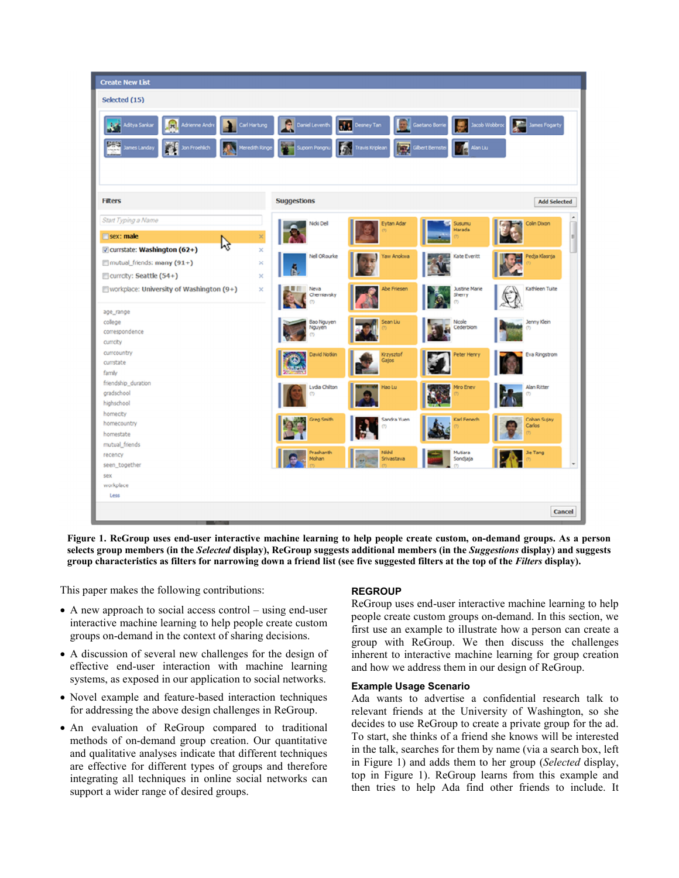**Figure 1. ReGroup uses end-user interactive machine learning to help people create custom, on-demand groups. As a person selects group members (in the *Selected* display), ReGroup suggests additional members (in the *Suggestions* display) and suggests group characteristics as filters for narrowing down a friend list (see five suggested filters at the top of the *Filters* display).**

This paper makes the following contributions:

- A new approach to social access control – using end-user interactive machine learning to help people create custom groups on-demand in the context of sharing decisions.
- A discussion of several new challenges for the design of effective end-user interaction with machine learning systems, as exposed in our application to social networks.
- Novel example and feature-based interaction techniques for addressing the above design challenges in ReGroup.
- An evaluation of ReGroup compared to traditional methods of on-demand group creation. Our quantitative and qualitative analyses indicate that different techniques are effective for different types of groups and therefore integrating all techniques in online social networks can support a wider range of desired groups.

## REGROUP

ReGroup uses end-user interactive machine learning to help people create custom groups on-demand. In this section, we first use an example to illustrate how a person can create a group with ReGroup. We then discuss the challenges inherent to interactive machine learning for group creation and how we address them in our design of ReGroup.

### Example Usage Scenario

Ada wants to advertise a confidential research talk to relevant friends at the University of Washington, so she decides to use ReGroup to create a private group for the ad. To start, she thinks of a friend she knows will be interested in the talk, searches for them by name (via a search box, left in Figure 1) and adds them to her group (*Selected* display, top in Figure 1). ReGroup learns from this example and then tries to help Ada find other friends to include. It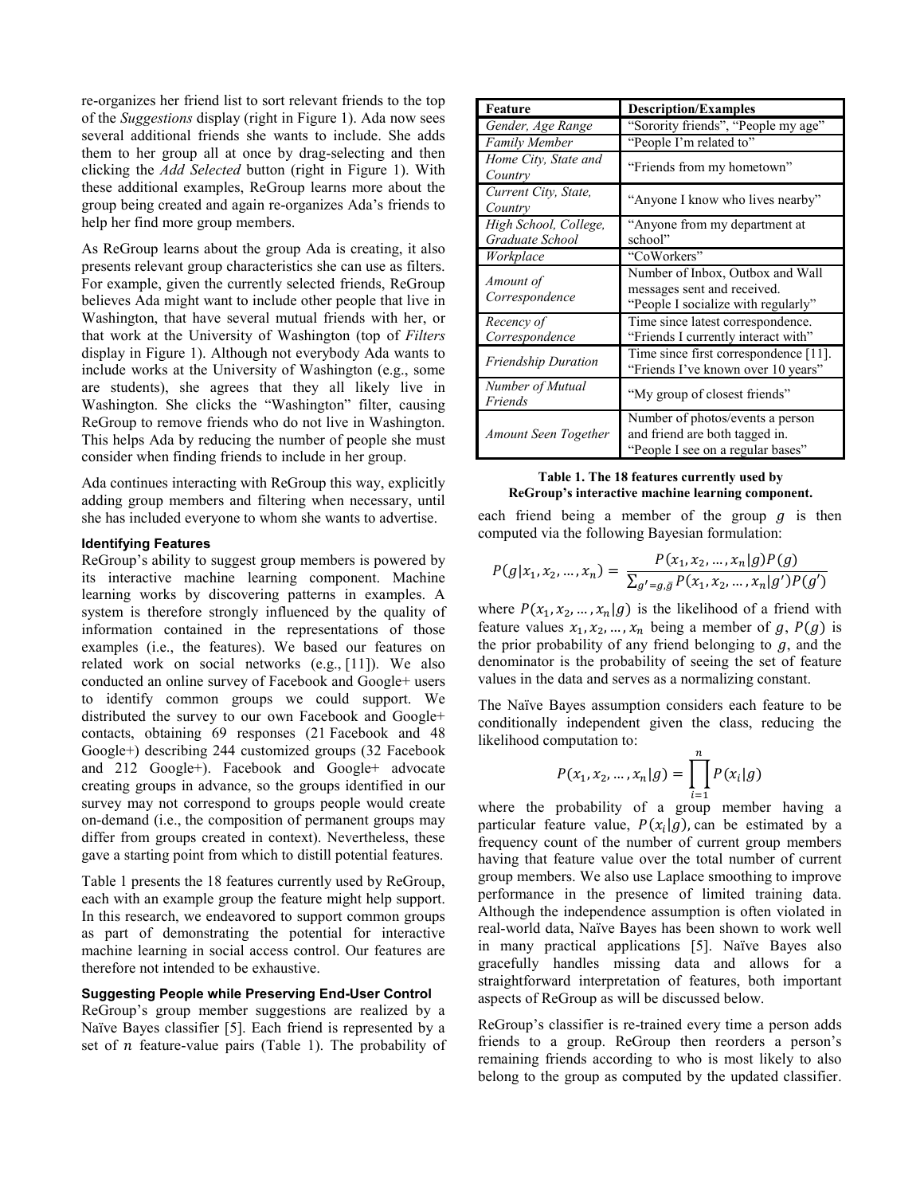re-organizes her friend list to sort relevant friends to the top of the *Suggestions* display (right in Figure 1). Ada now sees several additional friends she wants to include. She adds them to her group all at once by drag-selecting and then clicking the *Add Selected* button (right in Figure 1). With these additional examples, ReGroup learns more about the group being created and again re-organizes Ada's friends to help her find more group members.

As ReGroup learns about the group Ada is creating, it also presents relevant group characteristics she can use as filters. For example, given the currently selected friends, ReGroup believes Ada might want to include other people that live in Washington, that have several mutual friends with her, or that work at the University of Washington (top of *Filters* display in Figure 1). Although not everybody Ada wants to include works at the University of Washington (e.g., some are students), she agrees that they all likely live in Washington. She clicks the "Washington" filter, causing ReGroup to remove friends who do not live in Washington. This helps Ada by reducing the number of people she must consider when finding friends to include in her group.

Ada continues interacting with ReGroup this way, explicitly adding group members and filtering when necessary, until she has included everyone to whom she wants to advertise.

### Identifying Features

ReGroup's ability to suggest group members is powered by its interactive machine learning component. Machine learning works by discovering patterns in examples. A system is therefore strongly influenced by the quality of information contained in the representations of those examples (i.e., the features). We based our features on related work on social networks (e.g., [11]). We also conducted an online survey of Facebook and Google+ users to identify common groups we could support. We distributed the survey to our own Facebook and Google+ contacts, obtaining 69 responses (21 Facebook and 48 Google+) describing 244 customized groups (32 Facebook and 212 Google+). Facebook and Google+ advocate creating groups in advance, so the groups identified in our survey may not correspond to groups people would create on-demand (i.e., the composition of permanent groups may differ from groups created in context). Nevertheless, these gave a starting point from which to distill potential features.

Table 1 presents the 18 features currently used by ReGroup, each with an example group the feature might help support. In this research, we endeavored to support common groups as part of demonstrating the potential for interactive machine learning in social access control. Our features are therefore not intended to be exhaustive.

### Suggesting People while Preserving End-User Control

ReGroup's group member suggestions are realized by a Naïve Bayes classifier [5]. Each friend is represented by a set of $n$ feature-value pairs (Table 1). The probability of each friend being a member of the group $g$ is then computed via the following Bayesian formulation:

| Feature | Description/Examples |
|---|---|
| *Gender, Age Range* | "Sorority friends", "People my age" |
| *Family Member* | "People I'm related to" |
| *Home City, State and Country* | "Friends from my hometown" |
| *Current City, State, Country* | "Anyone I know who lives nearby" |
| *High School, College, Graduate School* | "Anyone from my department at school" |
| *Workplace* | "CoWorkers" |
| *Amount of Correspondence* | Number of Inbox, Outbox and Wall messages sent and received. "People I socialize with regularly" |
| *Recency of Correspondence* | Time since latest correspondence. "Friends I currently interact with" |
| *Friendship Duration* | Time since first correspondence [11]. "Friends I've known over 10 years" |
| *Number of Mutual Friends* | "My group of closest friends" |
| *Amount Seen Together* | Number of photos/events a person and friend are both tagged in. "People I see on a regular bases" |

**Table 1. The 18 features currently used by ReGroup's interactive machine learning component.**

$$P(g|x_1, x_2, \ldots, x_n) = \frac{P(x_1, x_2, \ldots, x_n|g)P(g)}{\sum_{g'=g,\bar{g}} P(x_1, x_2, \ldots, x_n|g')P(g')}$$

where $P(x_1, x_2, \ldots, x_n|g)$ is the likelihood of a friend with feature values $x_1, x_2, \ldots, x_n$ being a member of $g$, $P(g)$ is the prior probability of any friend belonging to $g$, and the denominator is the probability of seeing the set of feature values in the data and serves as a normalizing constant.

The Naïve Bayes assumption considers each feature to be conditionally independent given the class, reducing the likelihood computation to:

$$P(x_1, x_2, \ldots, x_n|g) = \prod_{i=1}^{n} P(x_i|g)$$

where the probability of a group member having a particular feature value, $P(x_i|g)$, can be estimated by a frequency count of the number of current group members having that feature value over the total number of current group members. We also use Laplace smoothing to improve performance in the presence of limited training data. Although the independence assumption is often violated in real-world data, Naïve Bayes has been shown to work well in many practical applications [5]. Naïve Bayes also gracefully handles missing data and allows for a straightforward interpretation of features, both important aspects of ReGroup as will be discussed below.

ReGroup's classifier is re-trained every time a person adds friends to a group. ReGroup then reorders a person's remaining friends according to who is most likely to also belong to the group as computed by the updated classifier.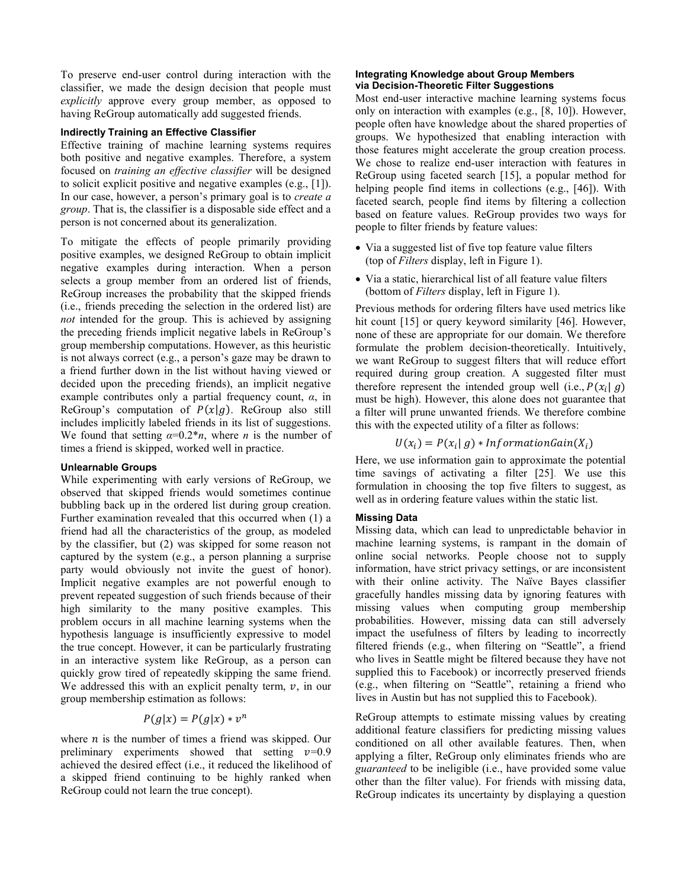To preserve end-user control during interaction with the classifier, we made the design decision that people must *explicitly* approve every group member, as opposed to having ReGroup automatically add suggested friends.

### Indirectly Training an Effective Classifier

Effective training of machine learning systems requires both positive and negative examples. Therefore, a system focused on *training an effective classifier* will be designed to solicit explicit positive and negative examples (e.g., [1]). In our case, however, a person's primary goal is to *create a group*. That is, the classifier is a disposable side effect and a person is not concerned about its generalization.

To mitigate the effects of people primarily providing positive examples, we designed ReGroup to obtain implicit negative examples during interaction. When a person selects a group member from an ordered list of friends, ReGroup increases the probability that the skipped friends (i.e., friends preceding the selection in the ordered list) are *not* intended for the group. This is achieved by assigning the preceding friends implicit negative labels in ReGroup's group membership computations. However, as this heuristic is not always correct (e.g., a person's gaze may be drawn to a friend further down in the list without having viewed or decided upon the preceding friends), an implicit negative example contributes only a partial frequency count, $\alpha$, in ReGroup's computation of $P(x|g)$. ReGroup also still includes implicitly labeled friends in its list of suggestions. We found that setting $\alpha$=0.2\*$n$, where $n$ is the number of times a friend is skipped, worked well in practice.

### Unlearnable Groups

While experimenting with early versions of ReGroup, we observed that skipped friends would sometimes continue bubbling back up in the ordered list during group creation. Further examination revealed that this occurred when (1) a friend had all the characteristics of the group, as modeled by the classifier, but (2) was skipped for some reason not captured by the system (e.g., a person planning a surprise party would obviously not invite the guest of honor). Implicit negative examples are not powerful enough to prevent repeated suggestion of such friends because of their high similarity to the many positive examples. This problem occurs in all machine learning systems when the hypothesis language is insufficiently expressive to model the true concept. However, it can be particularly frustrating in an interactive system like ReGroup, as a person can quickly grow tired of repeatedly skipping the same friend. We addressed this with an explicit penalty term, $v$, in our group membership estimation as follows:

$$P(g|x) = P(g|x) * v^n$$

where $n$ is the number of times a friend was skipped. Our preliminary experiments showed that setting $v$=0.9 achieved the desired effect (i.e., it reduced the likelihood of a skipped friend continuing to be highly ranked when ReGroup could not learn the true concept).

### Integrating Knowledge about Group Members via Decision-Theoretic Filter Suggestions

Most end-user interactive machine learning systems focus only on interaction with examples (e.g., [8, 10]). However, people often have knowledge about the shared properties of groups. We hypothesized that enabling interaction with those features might accelerate the group creation process. We chose to realize end-user interaction with features in ReGroup using faceted search [15], a popular method for helping people find items in collections (e.g., [46]). With faceted search, people find items by filtering a collection based on feature values. ReGroup provides two ways for people to filter friends by feature values:

- Via a suggested list of five top feature value filters (top of *Filters* display, left in Figure 1).
- Via a static, hierarchical list of all feature value filters (bottom of *Filters* display, left in Figure 1).

Previous methods for ordering filters have used metrics like hit count [15] or query keyword similarity [46]. However, none of these are appropriate for our domain. We therefore formulate the problem decision-theoretically. Intuitively, we want ReGroup to suggest filters that will reduce effort required during group creation. A suggested filter must therefore represent the intended group well (i.e., $P(x_i|\ g)$ must be high). However, this alone does not guarantee that a filter will prune unwanted friends. We therefore combine this with the expected utility of a filter as follows:

$$U(x_i) = P(x_i|\ g) * InformationGain(X_i)$$

Here, we use information gain to approximate the potential time savings of activating a filter [25]. We use this formulation in choosing the top five filters to suggest, as well as in ordering feature values within the static list.

### Missing Data

Missing data, which can lead to unpredictable behavior in machine learning systems, is rampant in the domain of online social networks. People choose not to supply information, have strict privacy settings, or are inconsistent with their online activity. The Naïve Bayes classifier gracefully handles missing data by ignoring features with missing values when computing group membership probabilities. However, missing data can still adversely impact the usefulness of filters by leading to incorrectly filtered friends (e.g., when filtering on "Seattle", a friend who lives in Seattle might be filtered because they have not supplied this to Facebook) or incorrectly preserved friends (e.g., when filtering on "Seattle", retaining a friend who lives in Austin but has not supplied this to Facebook).

ReGroup attempts to estimate missing values by creating additional feature classifiers for predicting missing values conditioned on all other available features. Then, when applying a filter, ReGroup only eliminates friends who are *guaranteed* to be ineligible (i.e., have provided some value other than the filter value). For friends with missing data, ReGroup indicates its uncertainty by displaying a question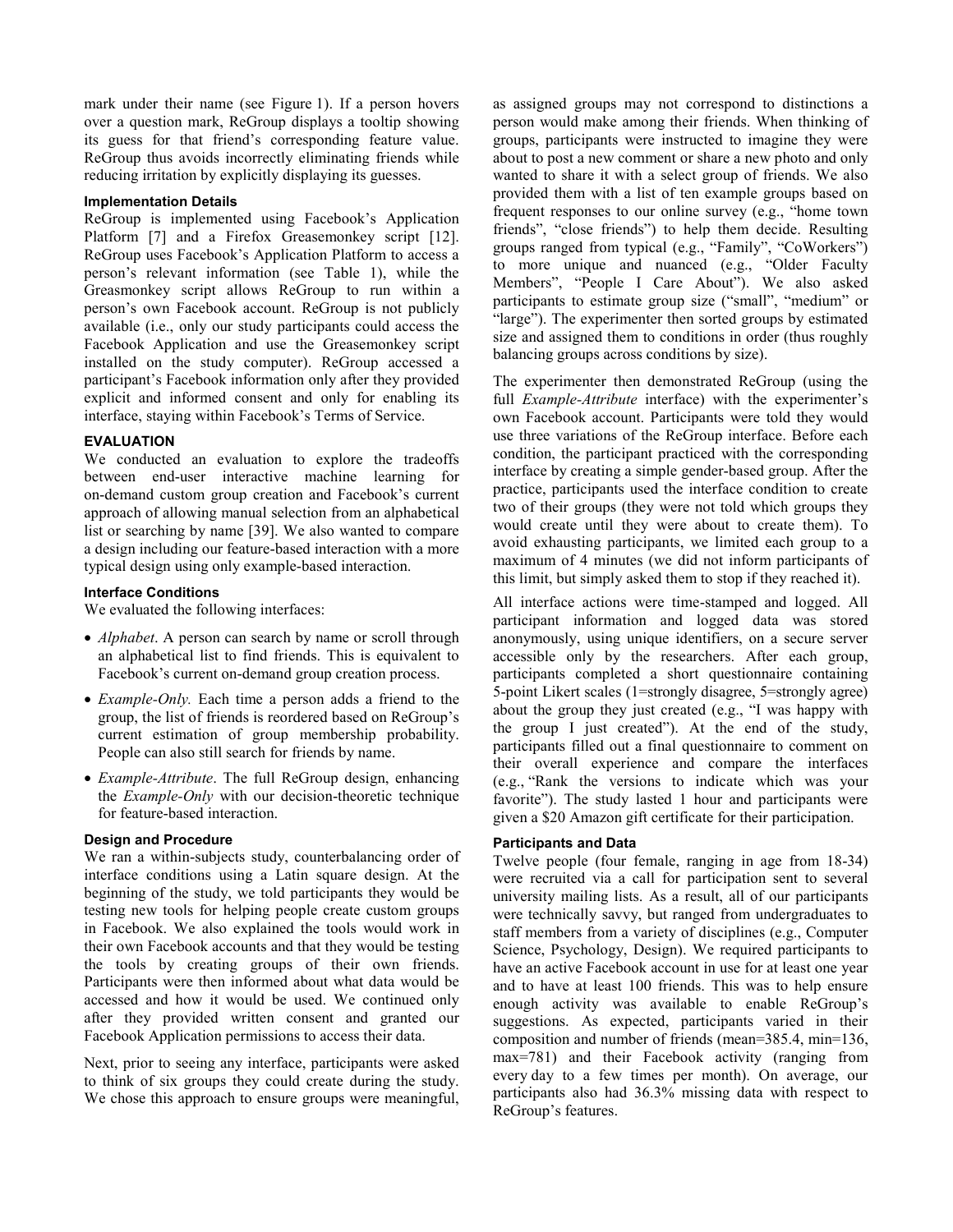mark under their name (see Figure 1). If a person hovers over a question mark, ReGroup displays a tooltip showing its guess for that friend's corresponding feature value. ReGroup thus avoids incorrectly eliminating friends while reducing irritation by explicitly displaying its guesses.

#### Implementation Details

ReGroup is implemented using Facebook's Application Platform [7] and a Firefox Greasemonkey script [12]. ReGroup uses Facebook's Application Platform to access a person's relevant information (see Table 1), while the Greasmonkey script allows ReGroup to run within a person's own Facebook account. ReGroup is not publicly available (i.e., only our study participants could access the Facebook Application and use the Greasemonkey script installed on the study computer). ReGroup accessed a participant's Facebook information only after they provided explicit and informed consent and only for enabling its interface, staying within Facebook's Terms of Service.

### EVALUATION

We conducted an evaluation to explore the tradeoffs between end-user interactive machine learning for on-demand custom group creation and Facebook's current approach of allowing manual selection from an alphabetical list or searching by name [39]. We also wanted to compare a design including our feature-based interaction with a more typical design using only example-based interaction.

#### Interface Conditions

We evaluated the following interfaces:

- *Alphabet*. A person can search by name or scroll through an alphabetical list to find friends. This is equivalent to Facebook's current on-demand group creation process.
- *Example-Only.* Each time a person adds a friend to the group, the list of friends is reordered based on ReGroup's current estimation of group membership probability. People can also still search for friends by name.
- *Example-Attribute*. The full ReGroup design, enhancing the *Example-Only* with our decision-theoretic technique for feature-based interaction.

#### Design and Procedure

We ran a within-subjects study, counterbalancing order of interface conditions using a Latin square design. At the beginning of the study, we told participants they would be testing new tools for helping people create custom groups in Facebook. We also explained the tools would work in their own Facebook accounts and that they would be testing the tools by creating groups of their own friends. Participants were then informed about what data would be accessed and how it would be used. We continued only after they provided written consent and granted our Facebook Application permissions to access their data.

Next, prior to seeing any interface, participants were asked to think of six groups they could create during the study. We chose this approach to ensure groups were meaningful, as assigned groups may not correspond to distinctions a person would make among their friends. When thinking of groups, participants were instructed to imagine they were about to post a new comment or share a new photo and only wanted to share it with a select group of friends. We also provided them with a list of ten example groups based on frequent responses to our online survey (e.g., "home town friends", "close friends") to help them decide. Resulting groups ranged from typical (e.g., "Family", "CoWorkers") to more unique and nuanced (e.g., "Older Faculty Members", "People I Care About"). We also asked participants to estimate group size ("small", "medium" or "large"). The experimenter then sorted groups by estimated size and assigned them to conditions in order (thus roughly balancing groups across conditions by size).

The experimenter then demonstrated ReGroup (using the full *Example-Attribute* interface) with the experimenter's own Facebook account. Participants were told they would use three variations of the ReGroup interface. Before each condition, the participant practiced with the corresponding interface by creating a simple gender-based group. After the practice, participants used the interface condition to create two of their groups (they were not told which groups they would create until they were about to create them). To avoid exhausting participants, we limited each group to a maximum of 4 minutes (we did not inform participants of this limit, but simply asked them to stop if they reached it).

All interface actions were time-stamped and logged. All participant information and logged data was stored anonymously, using unique identifiers, on a secure server accessible only by the researchers. After each group, participants completed a short questionnaire containing 5-point Likert scales (1=strongly disagree, 5=strongly agree) about the group they just created (e.g., "I was happy with the group I just created"). At the end of the study, participants filled out a final questionnaire to comment on their overall experience and compare the interfaces (e.g., "Rank the versions to indicate which was your favorite"). The study lasted 1 hour and participants were given a $20 Amazon gift certificate for their participation.

#### Participants and Data

Twelve people (four female, ranging in age from 18-34) were recruited via a call for participation sent to several university mailing lists. As a result, all of our participants were technically savvy, but ranged from undergraduates to staff members from a variety of disciplines (e.g., Computer Science, Psychology, Design). We required participants to have an active Facebook account in use for at least one year and to have at least 100 friends. This was to help ensure enough activity was available to enable ReGroup's suggestions. As expected, participants varied in their composition and number of friends (mean=385.4, min=136, max=781) and their Facebook activity (ranging from every day to a few times per month). On average, our participants also had 36.3% missing data with respect to ReGroup's features.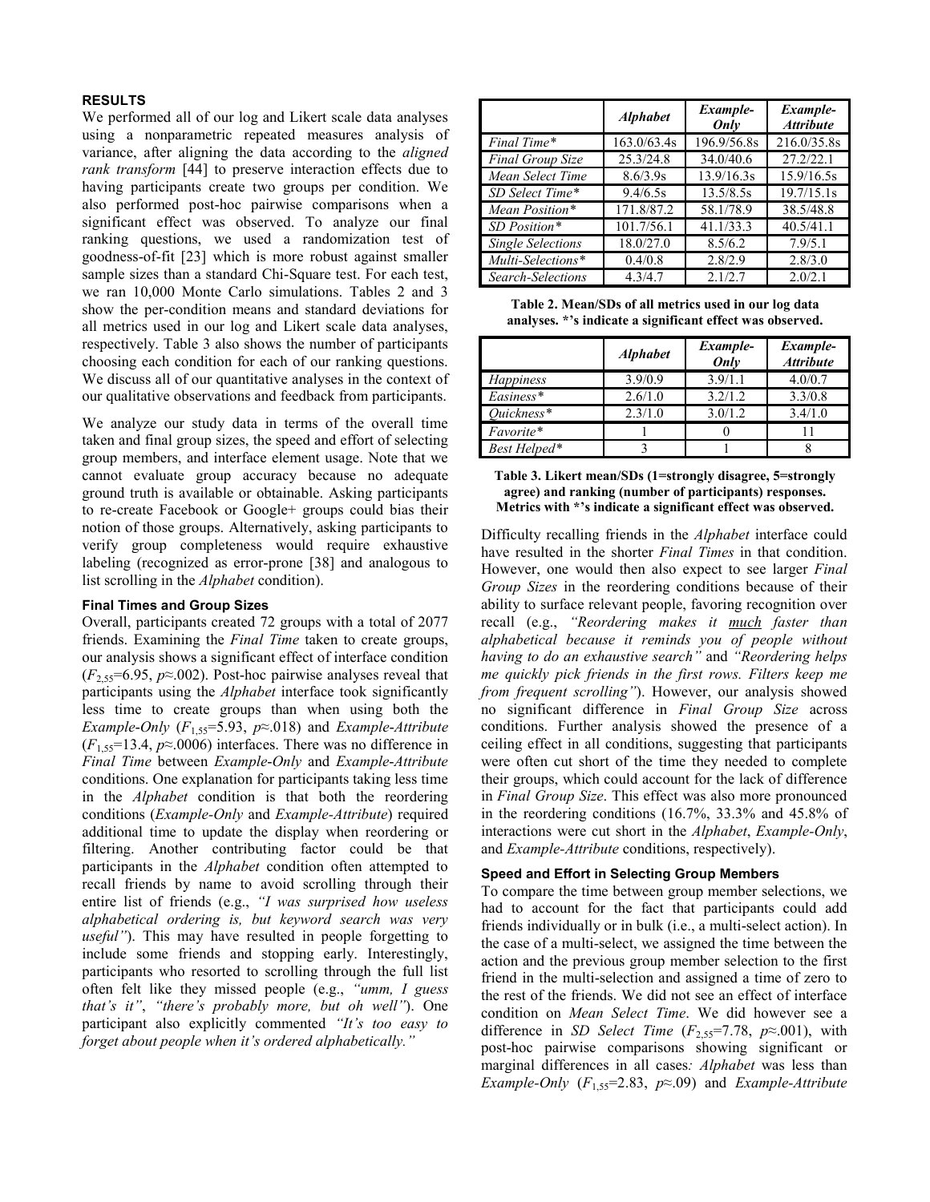## RESULTS

We performed all of our log and Likert scale data analyses using a nonparametric repeated measures analysis of variance, after aligning the data according to the *aligned rank transform* [44] to preserve interaction effects due to having participants create two groups per condition. We also performed post-hoc pairwise comparisons when a significant effect was observed. To analyze our final ranking questions, we used a randomization test of goodness-of-fit [23] which is more robust against smaller sample sizes than a standard Chi-Square test. For each test, we ran 10,000 Monte Carlo simulations. Tables 2 and 3 show the per-condition means and standard deviations for all metrics used in our log and Likert scale data analyses, respectively. Table 3 also shows the number of participants choosing each condition for each of our ranking questions. We discuss all of our quantitative analyses in the context of our qualitative observations and feedback from participants.

We analyze our study data in terms of the overall time taken and final group sizes, the speed and effort of selecting group members, and interface element usage. Note that we cannot evaluate group accuracy because no adequate ground truth is available or obtainable. Asking participants to re-create Facebook or Google+ groups could bias their notion of those groups. Alternatively, asking participants to verify group completeness would require exhaustive labeling (recognized as error-prone [38] and analogous to list scrolling in the *Alphabet* condition).

### Final Times and Group Sizes

Overall, participants created 72 groups with a total of 2077 friends. Examining the *Final Time* taken to create groups, our analysis shows a significant effect of interface condition ($F_{2,55}$=6.95, $p$≈.002). Post-hoc pairwise analyses reveal that participants using the *Alphabet* interface took significantly less time to create groups than when using both the *Example-Only* ($F_{1,55}$=5.93, $p$≈.018) and *Example-Attribute* ($F_{1,55}$=13.4, $p$≈.0006) interfaces. There was no difference in *Final Time* between *Example-Only* and *Example-Attribute* conditions. One explanation for participants taking less time in the *Alphabet* condition is that both the reordering conditions (*Example-Only* and *Example-Attribute*) required additional time to update the display when reordering or filtering. Another contributing factor could be that participants in the *Alphabet* condition often attempted to recall friends by name to avoid scrolling through their entire list of friends (e.g., *"I was surprised how useless alphabetical ordering is, but keyword search was very useful"*). This may have resulted in people forgetting to include some friends and stopping early. Interestingly, participants who resorted to scrolling through the full list often felt like they missed people (e.g., *"umm, I guess that's it"*, *"there's probably more, but oh well"*). One participant also explicitly commented *"It's too easy to forget about people when it's ordered alphabetically."*

| | *Alphabet* | *Example-Only* | *Example-Attribute* |
|---|---|---|---|
| *Final Time** | 163.0/63.4s | 196.9/56.8s | 216.0/35.8s |
| *Final Group Size* | 25.3/24.8 | 34.0/40.6 | 27.2/22.1 |
| *Mean Select Time* | 8.6/3.9s | 13.9/16.3s | 15.9/16.5s |
| *SD Select Time** | 9.4/6.5s | 13.5/8.5s | 19.7/15.1s |
| *Mean Position** | 171.8/87.2 | 58.1/78.9 | 38.5/48.8 |
| *SD Position** | 101.7/56.1 | 41.1/33.3 | 40.5/41.1 |
| *Single Selections* | 18.0/27.0 | 8.5/6.2 | 7.9/5.1 |
| *Multi-Selections** | 0.4/0.8 | 2.8/2.9 | 2.8/3.0 |
| *Search-Selections* | 4.3/4.7 | 2.1/2.7 | 2.0/2.1 |

**Table 2. Mean/SDs of all metrics used in our log data analyses. *'s indicate a significant effect was observed.**

| | *Alphabet* | *Example-Only* | *Example-Attribute* |
|---|---|---|---|
| *Happiness* | 3.9/0.9 | 3.9/1.1 | 4.0/0.7 |
| *Easiness** | 2.6/1.0 | 3.2/1.2 | 3.3/0.8 |
| *Quickness** | 2.3/1.0 | 3.0/1.2 | 3.4/1.0 |
| *Favorite** | 1 | 0 | 11 |
| *Best Helped** | 3 | 1 | 8 |

**Table 3. Likert mean/SDs (1=strongly disagree, 5=strongly agree) and ranking (number of participants) responses. Metrics with *'s indicate a significant effect was observed.**

Difficulty recalling friends in the *Alphabet* interface could have resulted in the shorter *Final Times* in that condition. However, one would then also expect to see larger *Final Group Sizes* in the reordering conditions because of their ability to surface relevant people, favoring recognition over recall (e.g., *"Reordering makes it much faster than alphabetical because it reminds you of people without having to do an exhaustive search"* and *"Reordering helps me quickly pick friends in the first rows. Filters keep me from frequent scrolling"*). However, our analysis showed no significant difference in *Final Group Size* across conditions. Further analysis showed the presence of a ceiling effect in all conditions, suggesting that participants were often cut short of the time they needed to complete their groups, which could account for the lack of difference in *Final Group Size*. This effect was also more pronounced in the reordering conditions (16.7%, 33.3% and 45.8% of interactions were cut short in the *Alphabet*, *Example-Only*, and *Example-Attribute* conditions, respectively).

### Speed and Effort in Selecting Group Members

To compare the time between group member selections, we had to account for the fact that participants could add friends individually or in bulk (i.e., a multi-select action). In the case of a multi-select, we assigned the time between the action and the previous group member selection to the first friend in the multi-selection and assigned a time of zero to the rest of the friends. We did not see an effect of interface condition on *Mean Select Time*. We did however see a difference in *SD Select Time* ($F_{2,55}$=7.78, $p$≈.001), with post-hoc pairwise comparisons showing significant or marginal differences in all cases*:* *Alphabet* was less than *Example-Only* ($F_{1,55}$=2.83, $p$≈.09) and *Example-Attribute*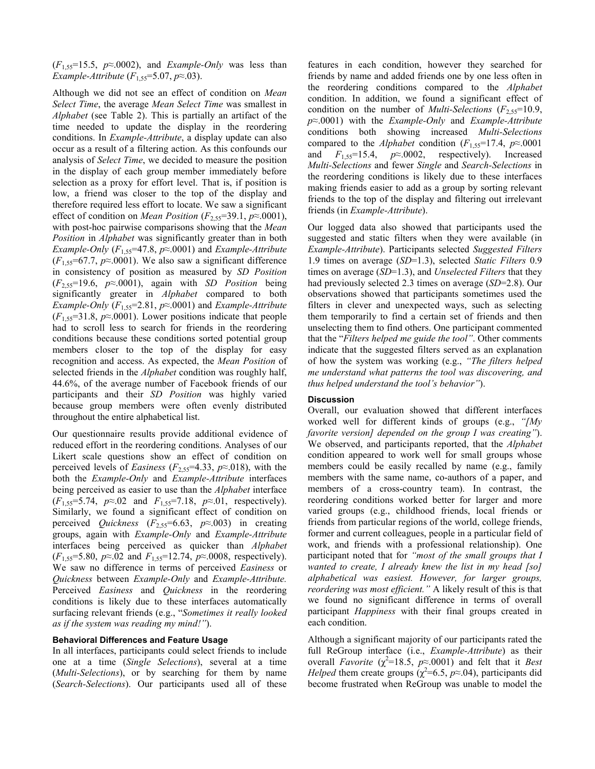($F_{1,55}$=15.5, $p$≈.0002), and *Example-Only* was less than *Example-Attribute* ($F_{1,55}$=5.07, $p$≈.03).

Although we did not see an effect of condition on *Mean Select Time*, the average *Mean Select Time* was smallest in *Alphabet* (see Table 2). This is partially an artifact of the time needed to update the display in the reordering conditions. In *Example-Attribute*, a display update can also occur as a result of a filtering action. As this confounds our analysis of *Select Time*, we decided to measure the position in the display of each group member immediately before selection as a proxy for effort level. That is, if position is low, a friend was closer to the top of the display and therefore required less effort to locate. We saw a significant effect of condition on *Mean Position* ($F_{2,55}$=39.1, $p$≈.0001), with post-hoc pairwise comparisons showing that the *Mean Position* in *Alphabet* was significantly greater than in both *Example-Only* ($F_{1,55}$=47.8, $p$≈.0001) and *Example-Attribute* ($F_{1,55}$=67.7, $p$≈.0001). We also saw a significant difference in consistency of position as measured by *SD Position* ($F_{2,55}$=19.6, $p$≈.0001), again with *SD Position* being significantly greater in *Alphabet* compared to both *Example-Only* ($F_{1,55}$=2.81, $p$≈.0001) and *Example-Attribute* ($F_{1,55}$=31.8, $p$≈.0001). Lower positions indicate that people had to scroll less to search for friends in the reordering conditions because these conditions sorted potential group members closer to the top of the display for easy recognition and access. As expected, the *Mean Position* of selected friends in the *Alphabet* condition was roughly half, 44.6%, of the average number of Facebook friends of our participants and their *SD Position* was highly varied because group members were often evenly distributed throughout the entire alphabetical list.

Our questionnaire results provide additional evidence of reduced effort in the reordering conditions. Analyses of our Likert scale questions show an effect of condition on perceived levels of *Easiness* ($F_{2,55}$=4.33, $p$≈.018), with the both the *Example-Only* and *Example-Attribute* interfaces being perceived as easier to use than the *Alphabet* interface ($F_{1,55}$=5.74, $p$≈.02 and $F_{1,55}$=7.18, $p$≈.01, respectively). Similarly, we found a significant effect of condition on perceived *Quickness* ($F_{2,55}$=6.63, $p$≈.003) in creating groups, again with *Example-Only* and *Example-Attribute* interfaces being perceived as quicker than *Alphabet* ($F_{1,55}$=5.80, $p$≈.02 and $F_{1,55}$=12.74, $p$≈.0008, respectively). We saw no difference in terms of perceived *Easiness* or *Quickness* between *Example-Only* and *Example-Attribute.* Perceived *Easiness* and *Quickness* in the reordering conditions is likely due to these interfaces automatically surfacing relevant friends (e.g., "*Sometimes it really looked as if the system was reading my mind!"*).

#### Behavioral Differences and Feature Usage

In all interfaces, participants could select friends to include one at a time (*Single Selections*), several at a time (*Multi-Selections*), or by searching for them by name (*Search-Selections*). Our participants used all of these features in each condition, however they searched for friends by name and added friends one by one less often in the reordering conditions compared to the *Alphabet* condition. In addition, we found a significant effect of condition on the number of *Multi-Selections* ($F_{2,55}$=10.9, $p$≈.0001) with the *Example-Only* and *Example-Attribute* conditions both showing increased *Multi-Selections* compared to the *Alphabet* condition ($F_{1,55}$=17.4, $p$≈.0001 and $F_{1,55}$=15.4, $p$≈.0002, respectively). Increased *Multi-Selections* and fewer *Single* and *Search-Selections* in the reordering conditions is likely due to these interfaces making friends easier to add as a group by sorting relevant friends to the top of the display and filtering out irrelevant friends (in *Example-Attribute*).

Our logged data also showed that participants used the suggested and static filters when they were available (in *Example-Attribute*). Participants selected *Suggested Filters* 1.9 times on average (*SD*=1.3), selected *Static Filters* 0.9 times on average (*SD*=1.3), and *Unselected Filters* that they had previously selected 2.3 times on average (*SD*=2.8). Our observations showed that participants sometimes used the filters in clever and unexpected ways, such as selecting them temporarily to find a certain set of friends and then unselecting them to find others. One participant commented that the "*Filters helped me guide the tool"*. Other comments indicate that the suggested filters served as an explanation of how the system was working (e.g., *"The filters helped me understand what patterns the tool was discovering, and thus helped understand the tool's behavior"*).

#### Discussion

Overall, our evaluation showed that different interfaces worked well for different kinds of groups (e.g., *"[My favorite version] depended on the group I was creating"*). We observed, and participants reported, that the *Alphabet* condition appeared to work well for small groups whose members could be easily recalled by name (e.g., family members with the same name, co-authors of a paper, and members of a cross-country team). In contrast, the reordering conditions worked better for larger and more varied groups (e.g., childhood friends, local friends or friends from particular regions of the world, college friends, former and current colleagues, people in a particular field of work, and friends with a professional relationship). One participant noted that for *"most of the small groups that I wanted to create, I already knew the list in my head [so] alphabetical was easiest. However, for larger groups, reordering was most efficient."* A likely result of this is that we found no significant difference in terms of overall participant *Happiness* with their final groups created in each condition.

Although a significant majority of our participants rated the full ReGroup interface (i.e., *Example-Attribute*) as their overall *Favorite* ($\chi^2$=18.5, $p$≈.0001) and felt that it *Best Helped* them create groups ($\chi^2$=6.5, $p$≈.04), participants did become frustrated when ReGroup was unable to model the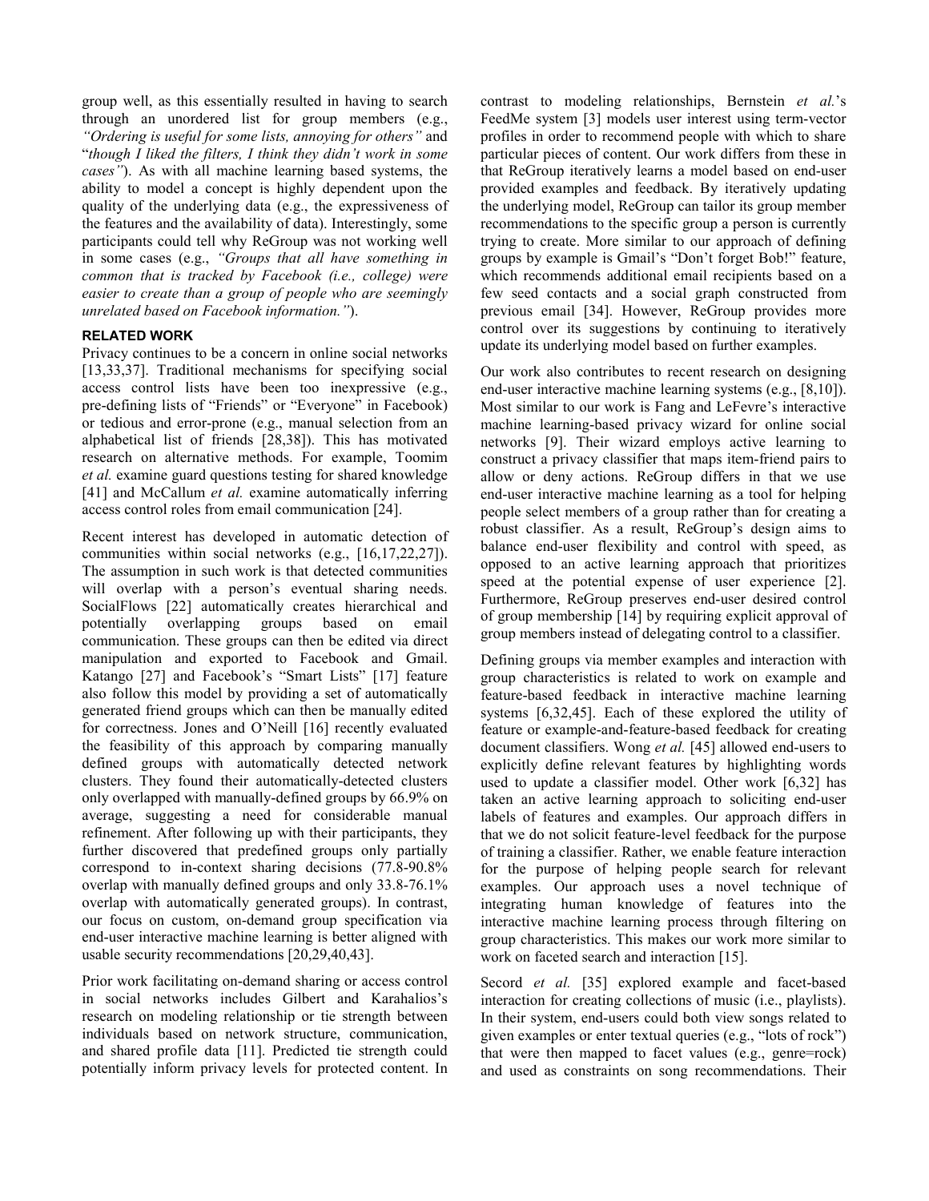group well, as this essentially resulted in having to search through an unordered list for group members (e.g., *"Ordering is useful for some lists, annoying for others"* and "*though I liked the filters, I think they didn't work in some cases"*). As with all machine learning based systems, the ability to model a concept is highly dependent upon the quality of the underlying data (e.g., the expressiveness of the features and the availability of data). Interestingly, some participants could tell why ReGroup was not working well in some cases (e.g., *"Groups that all have something in common that is tracked by Facebook (i.e., college) were easier to create than a group of people who are seemingly unrelated based on Facebook information."*).

## RELATED WORK

Privacy continues to be a concern in online social networks [13,33,37]. Traditional mechanisms for specifying social access control lists have been too inexpressive (e.g., pre-defining lists of "Friends" or "Everyone" in Facebook) or tedious and error-prone (e.g., manual selection from an alphabetical list of friends [28,38]). This has motivated research on alternative methods. For example, Toomim *et al.* examine guard questions testing for shared knowledge [41] and McCallum *et al.* examine automatically inferring access control roles from email communication [24].

Recent interest has developed in automatic detection of communities within social networks (e.g., [16,17,22,27]). The assumption in such work is that detected communities will overlap with a person's eventual sharing needs. SocialFlows [22] automatically creates hierarchical and potentially overlapping groups based on email communication. These groups can then be edited via direct manipulation and exported to Facebook and Gmail. Katango [27] and Facebook's "Smart Lists" [17] feature also follow this model by providing a set of automatically generated friend groups which can then be manually edited for correctness. Jones and O'Neill [16] recently evaluated the feasibility of this approach by comparing manually defined groups with automatically detected network clusters. They found their automatically-detected clusters only overlapped with manually-defined groups by 66.9% on average, suggesting a need for considerable manual refinement. After following up with their participants, they further discovered that predefined groups only partially correspond to in-context sharing decisions (77.8-90.8% overlap with manually defined groups and only 33.8-76.1% overlap with automatically generated groups). In contrast, our focus on custom, on-demand group specification via end-user interactive machine learning is better aligned with usable security recommendations [20,29,40,43].

Prior work facilitating on-demand sharing or access control in social networks includes Gilbert and Karahalios's research on modeling relationship or tie strength between individuals based on network structure, communication, and shared profile data [11]. Predicted tie strength could potentially inform privacy levels for protected content. In contrast to modeling relationships, Bernstein *et al.*'s FeedMe system [3] models user interest using term-vector profiles in order to recommend people with which to share particular pieces of content. Our work differs from these in that ReGroup iteratively learns a model based on end-user provided examples and feedback. By iteratively updating the underlying model, ReGroup can tailor its group member recommendations to the specific group a person is currently trying to create. More similar to our approach of defining groups by example is Gmail's "Don't forget Bob!" feature, which recommends additional email recipients based on a few seed contacts and a social graph constructed from previous email [34]. However, ReGroup provides more control over its suggestions by continuing to iteratively update its underlying model based on further examples.

Our work also contributes to recent research on designing end-user interactive machine learning systems (e.g., [8,10]). Most similar to our work is Fang and LeFevre's interactive machine learning-based privacy wizard for online social networks [9]. Their wizard employs active learning to construct a privacy classifier that maps item-friend pairs to allow or deny actions. ReGroup differs in that we use end-user interactive machine learning as a tool for helping people select members of a group rather than for creating a robust classifier. As a result, ReGroup's design aims to balance end-user flexibility and control with speed, as opposed to an active learning approach that prioritizes speed at the potential expense of user experience [2]. Furthermore, ReGroup preserves end-user desired control of group membership [14] by requiring explicit approval of group members instead of delegating control to a classifier.

Defining groups via member examples and interaction with group characteristics is related to work on example and feature-based feedback in interactive machine learning systems [6,32,45]. Each of these explored the utility of feature or example-and-feature-based feedback for creating document classifiers. Wong *et al.* [45] allowed end-users to explicitly define relevant features by highlighting words used to update a classifier model. Other work [6,32] has taken an active learning approach to soliciting end-user labels of features and examples. Our approach differs in that we do not solicit feature-level feedback for the purpose of training a classifier. Rather, we enable feature interaction for the purpose of helping people search for relevant examples. Our approach uses a novel technique of integrating human knowledge of features into the interactive machine learning process through filtering on group characteristics. This makes our work more similar to work on faceted search and interaction [15].

Secord *et al.* [35] explored example and facet-based interaction for creating collections of music (i.e., playlists). In their system, end-users could both view songs related to given examples or enter textual queries (e.g., "lots of rock") that were then mapped to facet values (e.g., genre=rock) and used as constraints on song recommendations. Their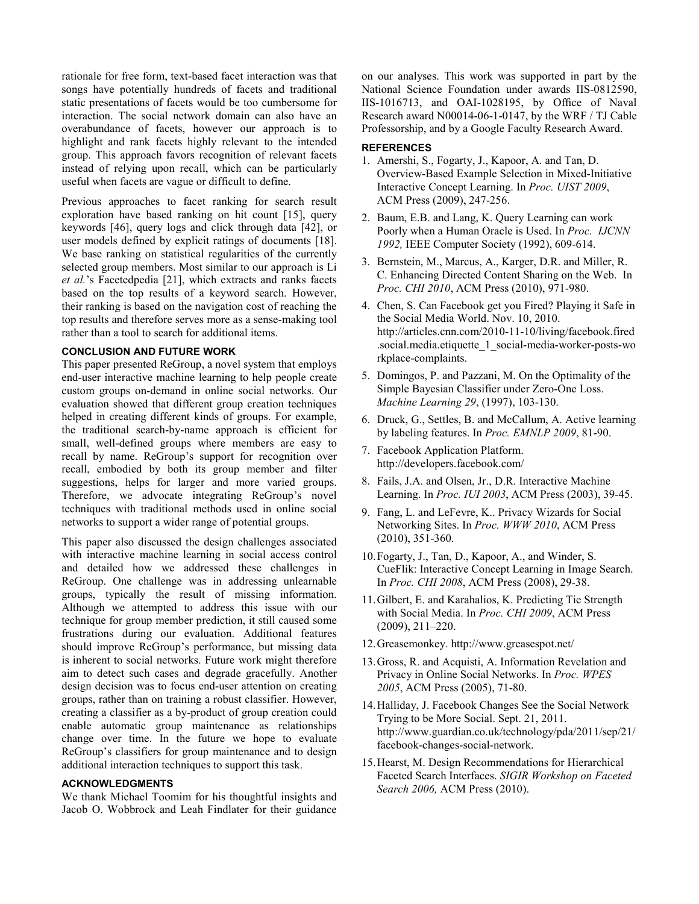rationale for free form, text-based facet interaction was that songs have potentially hundreds of facets and traditional static presentations of facets would be too cumbersome for interaction. The social network domain can also have an overabundance of facets, however our approach is to highlight and rank facets highly relevant to the intended group. This approach favors recognition of relevant facets instead of relying upon recall, which can be particularly useful when facets are vague or difficult to define.

Previous approaches to facet ranking for search result exploration have based ranking on hit count [15], query keywords [46], query logs and click through data [42], or user models defined by explicit ratings of documents [18]. We base ranking on statistical regularities of the currently selected group members. Most similar to our approach is Li *et al.*'s Facetedpedia [21], which extracts and ranks facets based on the top results of a keyword search. However, their ranking is based on the navigation cost of reaching the top results and therefore serves more as a sense-making tool rather than a tool to search for additional items.

## CONCLUSION AND FUTURE WORK

This paper presented ReGroup, a novel system that employs end-user interactive machine learning to help people create custom groups on-demand in online social networks. Our evaluation showed that different group creation techniques helped in creating different kinds of groups. For example, the traditional search-by-name approach is efficient for small, well-defined groups where members are easy to recall by name. ReGroup's support for recognition over recall, embodied by both its group member and filter suggestions, helps for larger and more varied groups. Therefore, we advocate integrating ReGroup's novel techniques with traditional methods used in online social networks to support a wider range of potential groups.

This paper also discussed the design challenges associated with interactive machine learning in social access control and detailed how we addressed these challenges in ReGroup. One challenge was in addressing unlearnable groups, typically the result of missing information. Although we attempted to address this issue with our technique for group member prediction, it still caused some frustrations during our evaluation. Additional features should improve ReGroup's performance, but missing data is inherent to social networks. Future work might therefore aim to detect such cases and degrade gracefully. Another design decision was to focus end-user attention on creating groups, rather than on training a robust classifier. However, creating a classifier as a by-product of group creation could enable automatic group maintenance as relationships change over time. In the future we hope to evaluate ReGroup's classifiers for group maintenance and to design additional interaction techniques to support this task.

## ACKNOWLEDGMENTS

We thank Michael Toomim for his thoughtful insights and Jacob O. Wobbrock and Leah Findlater for their guidance on our analyses. This work was supported in part by the National Science Foundation under awards IIS-0812590, IIS-1016713, and OAI-1028195, by Office of Naval Research award N00014-06-1-0147, by the WRF / TJ Cable Professorship, and by a Google Faculty Research Award.

## REFERENCES

1. Amershi, S., Fogarty, J., Kapoor, A. and Tan, D. Overview-Based Example Selection in Mixed-Initiative Interactive Concept Learning. In *Proc. UIST 2009*, ACM Press (2009), 247-256.
2. Baum, E.B. and Lang, K. Query Learning can work Poorly when a Human Oracle is Used. In *Proc. IJCNN 1992,* IEEE Computer Society (1992), 609-614.
3. Bernstein, M., Marcus, A., Karger, D.R. and Miller, R. C. Enhancing Directed Content Sharing on the Web. In *Proc. CHI 2010*, ACM Press (2010), 971-980.
4. Chen, S. Can Facebook get you Fired? Playing it Safe in the Social Media World. Nov. 10, 2010. http://articles.cnn.com/2010-11-10/living/facebook.fired.social.media.etiquette_1_social-media-worker-posts-workplace-complaints.
5. Domingos, P. and Pazzani, M. On the Optimality of the Simple Bayesian Classifier under Zero-One Loss. *Machine Learning 29*, (1997), 103-130.
6. Druck, G., Settles, B. and McCallum, A. Active learning by labeling features. In *Proc. EMNLP 2009*, 81-90.
7. Facebook Application Platform. http://developers.facebook.com/
8. Fails, J.A. and Olsen, Jr., D.R. Interactive Machine Learning. In *Proc. IUI 2003*, ACM Press (2003), 39-45.
9. Fang, L. and LeFevre, K.. Privacy Wizards for Social Networking Sites. In *Proc. WWW 2010*, ACM Press (2010), 351-360.
10. Fogarty, J., Tan, D., Kapoor, A., and Winder, S. CueFlik: Interactive Concept Learning in Image Search. In *Proc. CHI 2008*, ACM Press (2008), 29-38.
11. Gilbert, E. and Karahalios, K. Predicting Tie Strength with Social Media. In *Proc. CHI 2009*, ACM Press (2009), 211–220.
12. Greasemonkey. http://www.greasespot.net/
13. Gross, R. and Acquisti, A. Information Revelation and Privacy in Online Social Networks. In *Proc. WPES 2005*, ACM Press (2005), 71-80.
14. Halliday, J. Facebook Changes See the Social Network Trying to be More Social. Sept. 21, 2011. http://www.guardian.co.uk/technology/pda/2011/sep/21/facebook-changes-social-network.
15. Hearst, M. Design Recommendations for Hierarchical Faceted Search Interfaces. *SIGIR Workshop on Faceted Search 2006,* ACM Press (2010).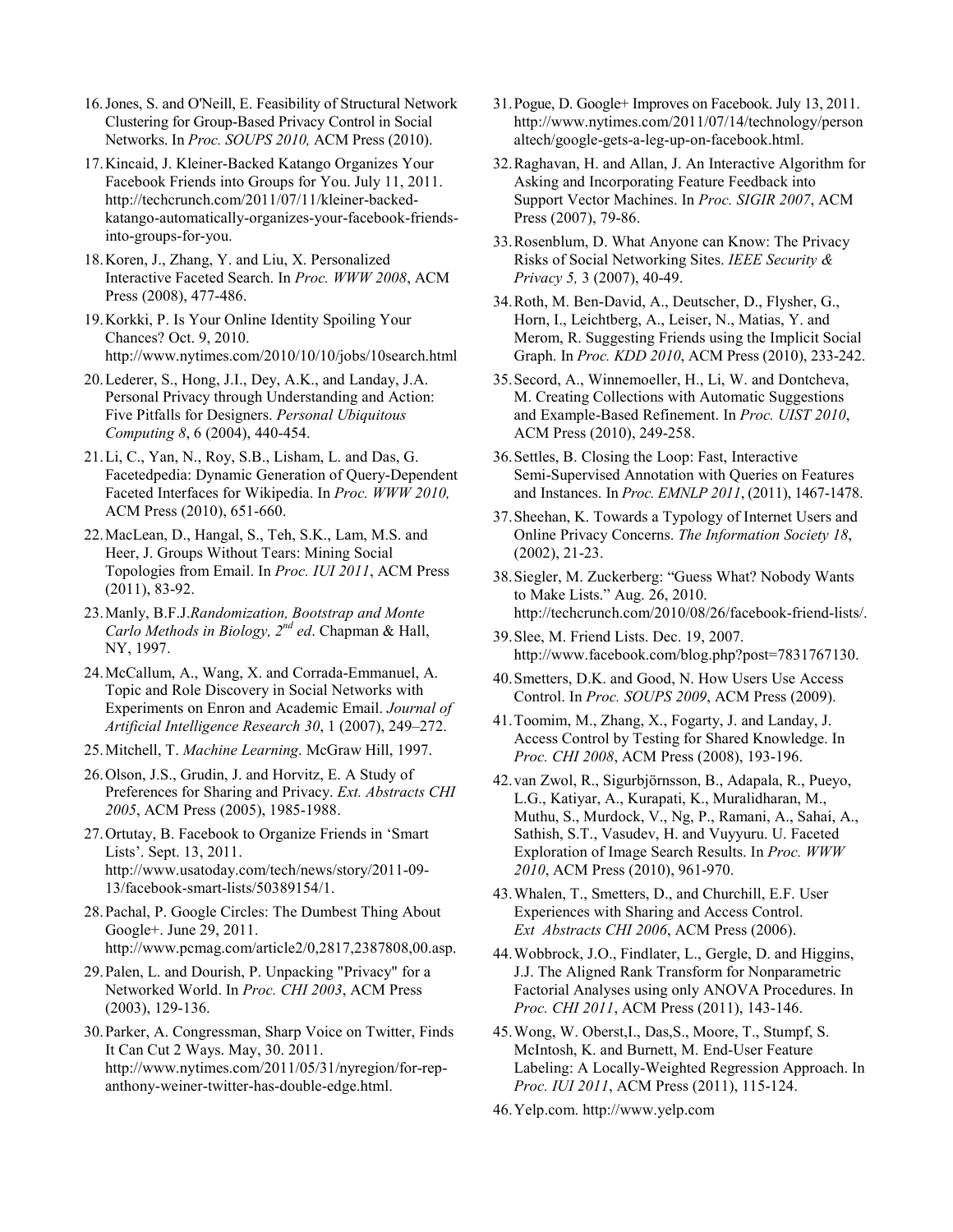16. Jones, S. and O'Neill, E. Feasibility of Structural Network Clustering for Group-Based Privacy Control in Social Networks. In *Proc. SOUPS 2010,* ACM Press (2010).

17. Kincaid, J. Kleiner-Backed Katango Organizes Your Facebook Friends into Groups for You. July 11, 2011. http://techcrunch.com/2011/07/11/kleiner-backed-katango-automatically-organizes-your-facebook-friends-into-groups-for-you.

18. Koren, J., Zhang, Y. and Liu, X. Personalized Interactive Faceted Search. In *Proc. WWW 2008*, ACM Press (2008), 477-486.

19. Korkki, P. Is Your Online Identity Spoiling Your Chances? Oct. 9, 2010. http://www.nytimes.com/2010/10/10/jobs/10search.html

20. Lederer, S., Hong, J.I., Dey, A.K., and Landay, J.A. Personal Privacy through Understanding and Action: Five Pitfalls for Designers. *Personal Ubiquitous Computing 8*, 6 (2004), 440-454.

21. Li, C., Yan, N., Roy, S.B., Lisham, L. and Das, G. Facetedpedia: Dynamic Generation of Query-Dependent Faceted Interfaces for Wikipedia. In *Proc. WWW 2010,* ACM Press (2010), 651-660.

22. MacLean, D., Hangal, S., Teh, S.K., Lam, M.S. and Heer, J. Groups Without Tears: Mining Social Topologies from Email. In *Proc. IUI 2011*, ACM Press (2011), 83-92.

23. Manly, B.F.J.*Randomization, Bootstrap and Monte Carlo Methods in Biology, 2nd ed*. Chapman & Hall, NY, 1997.

24. McCallum, A., Wang, X. and Corrada-Emmanuel, A. Topic and Role Discovery in Social Networks with Experiments on Enron and Academic Email. *Journal of Artificial Intelligence Research 30*, 1 (2007), 249–272.

25. Mitchell, T. *Machine Learning*. McGraw Hill, 1997.

26. Olson, J.S., Grudin, J. and Horvitz, E. A Study of Preferences for Sharing and Privacy. *Ext. Abstracts CHI 2005*, ACM Press (2005), 1985-1988.

27. Ortutay, B. Facebook to Organize Friends in 'Smart Lists'. Sept. 13, 2011. http://www.usatoday.com/tech/news/story/2011-09-13/facebook-smart-lists/50389154/1.

28. Pachal, P. Google Circles: The Dumbest Thing About Google+. June 29, 2011. http://www.pcmag.com/article2/0,2817,2387808,00.asp.

29. Palen, L. and Dourish, P. Unpacking "Privacy" for a Networked World. In *Proc. CHI 2003*, ACM Press (2003), 129-136.

30. Parker, A. Congressman, Sharp Voice on Twitter, Finds It Can Cut 2 Ways. May, 30. 2011. http://www.nytimes.com/2011/05/31/nyregion/for-rep-anthony-weiner-twitter-has-double-edge.html.

31. Pogue, D. Google+ Improves on Facebook. July 13, 2011. http://www.nytimes.com/2011/07/14/technology/personaltech/google-gets-a-leg-up-on-facebook.html.

32. Raghavan, H. and Allan, J. An Interactive Algorithm for Asking and Incorporating Feature Feedback into Support Vector Machines. In *Proc. SIGIR 2007*, ACM Press (2007), 79-86.

33. Rosenblum, D. What Anyone can Know: The Privacy Risks of Social Networking Sites. *IEEE Security & Privacy 5,* 3 (2007), 40-49.

34. Roth, M. Ben-David, A., Deutscher, D., Flysher, G., Horn, I., Leichtberg, A., Leiser, N., Matias, Y. and Merom, R. Suggesting Friends using the Implicit Social Graph. In *Proc. KDD 2010*, ACM Press (2010), 233-242.

35. Secord, A., Winnemoeller, H., Li, W. and Dontcheva, M. Creating Collections with Automatic Suggestions and Example-Based Refinement. In *Proc. UIST 2010*, ACM Press (2010), 249-258.

36. Settles, B. Closing the Loop: Fast, Interactive Semi-Supervised Annotation with Queries on Features and Instances. In *Proc. EMNLP 2011*, (2011), 1467-1478.

37. Sheehan, K. Towards a Typology of Internet Users and Online Privacy Concerns. *The Information Society 18*, (2002), 21-23.

38. Siegler, M. Zuckerberg: "Guess What? Nobody Wants to Make Lists." Aug. 26, 2010. http://techcrunch.com/2010/08/26/facebook-friend-lists/.

39. Slee, M. Friend Lists. Dec. 19, 2007. http://www.facebook.com/blog.php?post=7831767130.

40. Smetters, D.K. and Good, N. How Users Use Access Control. In *Proc. SOUPS 2009*, ACM Press (2009).

41. Toomim, M., Zhang, X., Fogarty, J. and Landay, J. Access Control by Testing for Shared Knowledge. In *Proc. CHI 2008*, ACM Press (2008), 193-196.

42. van Zwol, R., Sigurbjörnsson, B., Adapala, R., Pueyo, L.G., Katiyar, A., Kurapati, K., Muralidharan, M., Muthu, S., Murdock, V., Ng, P., Ramani, A., Sahai, A., Sathish, S.T., Vasudev, H. and Vuyyuru. U. Faceted Exploration of Image Search Results. In *Proc. WWW 2010*, ACM Press (2010), 961-970.

43. Whalen, T., Smetters, D., and Churchill, E.F. User Experiences with Sharing and Access Control. *Ext Abstracts CHI 2006*, ACM Press (2006).

44. Wobbrock, J.O., Findlater, L., Gergle, D. and Higgins, J.J. The Aligned Rank Transform for Nonparametric Factorial Analyses using only ANOVA Procedures. In *Proc. CHI 2011*, ACM Press (2011), 143-146.

45. Wong, W. Oberst,I., Das,S., Moore, T., Stumpf, S. McIntosh, K. and Burnett, M. End-User Feature Labeling: A Locally-Weighted Regression Approach. In *Proc. IUI 2011*, ACM Press (2011), 115-124.

46. Yelp.com. http://www.yelp.com